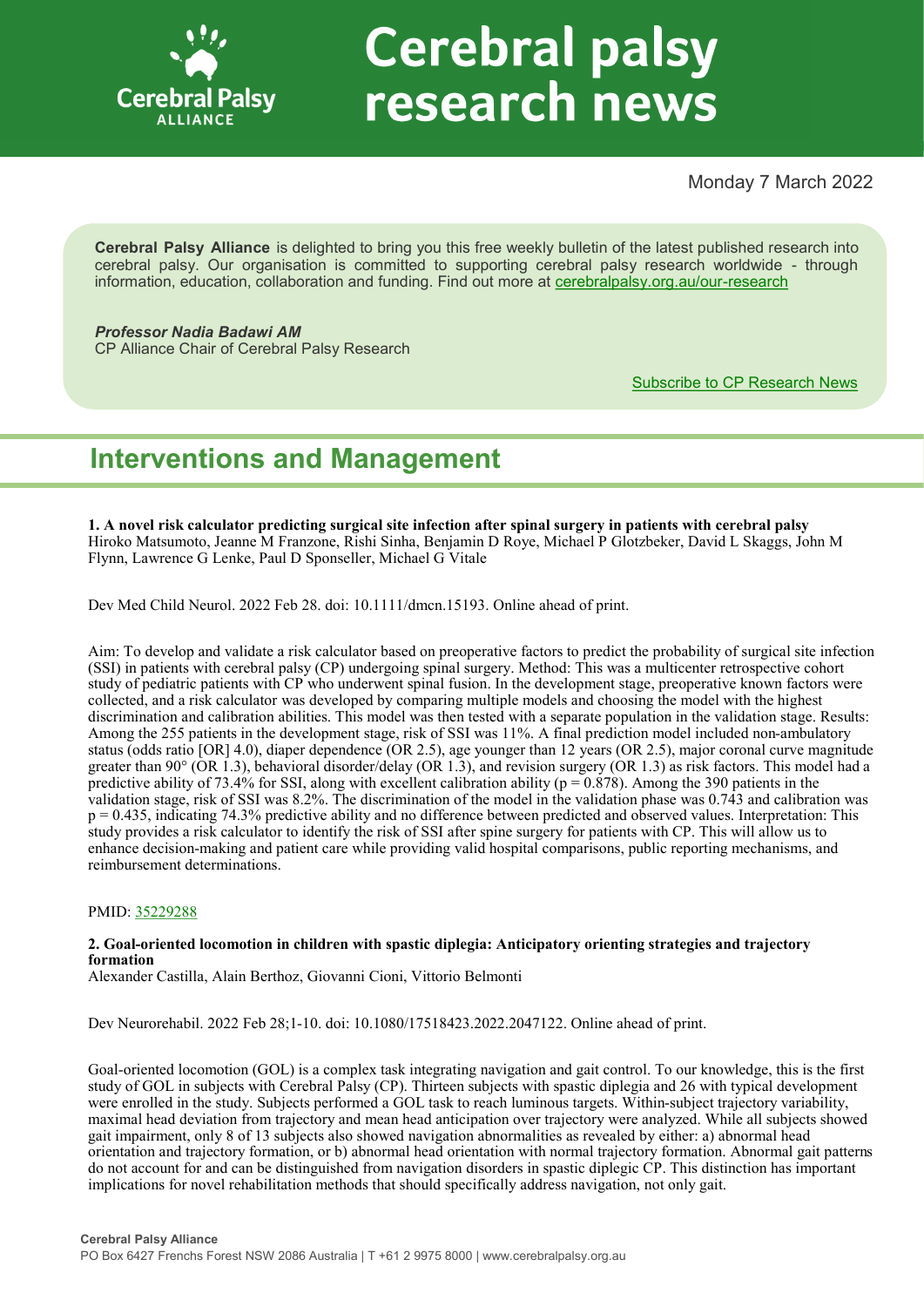# Cerebral palsy research news

Monday 7 March 2022

**Cerebral Palsy Alliance** is delighted to bring you this free weekly bulletin of the latest published research into cerebral palsy. Our organisation is committed to supporting cerebral palsy research worldwide - through information, education, collaboration and funding. Find out more at cerebralpalsy.org.au/our-research

***Professor Nadia Badawi AM***
CP Alliance Chair of Cerebral Palsy Research

Subscribe to CP Research News

## Interventions and Management

**1. A novel risk calculator predicting surgical site infection after spinal surgery in patients with cerebral palsy**
Hiroko Matsumoto, Jeanne M Franzone, Rishi Sinha, Benjamin D Roye, Michael P Glotzbeker, David L Skaggs, John M Flynn, Lawrence G Lenke, Paul D Sponseller, Michael G Vitale

Dev Med Child Neurol. 2022 Feb 28. doi: 10.1111/dmcn.15193. Online ahead of print.

Aim: To develop and validate a risk calculator based on preoperative factors to predict the probability of surgical site infection (SSI) in patients with cerebral palsy (CP) undergoing spinal surgery. Method: This was a multicenter retrospective cohort study of pediatric patients with CP who underwent spinal fusion. In the development stage, preoperative known factors were collected, and a risk calculator was developed by comparing multiple models and choosing the model with the highest discrimination and calibration abilities. This model was then tested with a separate population in the validation stage. Results: Among the 255 patients in the development stage, risk of SSI was 11%. A final prediction model included non-ambulatory status (odds ratio [OR] 4.0), diaper dependence (OR 2.5), age younger than 12 years (OR 2.5), major coronal curve magnitude greater than 90° (OR 1.3), behavioral disorder/delay (OR 1.3), and revision surgery (OR 1.3) as risk factors. This model had a predictive ability of 73.4% for SSI, along with excellent calibration ability ($p = 0.878$). Among the 390 patients in the validation stage, risk of SSI was 8.2%. The discrimination of the model in the validation phase was 0.743 and calibration was $p = 0.435$, indicating 74.3% predictive ability and no difference between predicted and observed values. Interpretation: This study provides a risk calculator to identify the risk of SSI after spine surgery for patients with CP. This will allow us to enhance decision-making and patient care while providing valid hospital comparisons, public reporting mechanisms, and reimbursement determinations.

PMID: 35229288

**2. Goal-oriented locomotion in children with spastic diplegia: Anticipatory orienting strategies and trajectory formation**
Alexander Castilla, Alain Berthoz, Giovanni Cioni, Vittorio Belmonti

Dev Neurorehabil. 2022 Feb 28;1-10. doi: 10.1080/17518423.2022.2047122. Online ahead of print.

Goal-oriented locomotion (GOL) is a complex task integrating navigation and gait control. To our knowledge, this is the first study of GOL in subjects with Cerebral Palsy (CP). Thirteen subjects with spastic diplegia and 26 with typical development were enrolled in the study. Subjects performed a GOL task to reach luminous targets. Within-subject trajectory variability, maximal head deviation from trajectory and mean head anticipation over trajectory were analyzed. While all subjects showed gait impairment, only 8 of 13 subjects also showed navigation abnormalities as revealed by either: a) abnormal head orientation and trajectory formation, or b) abnormal head orientation with normal trajectory formation. Abnormal gait patterns do not account for and can be distinguished from navigation disorders in spastic diplegic CP. This distinction has important implications for novel rehabilitation methods that should specifically address navigation, not only gait.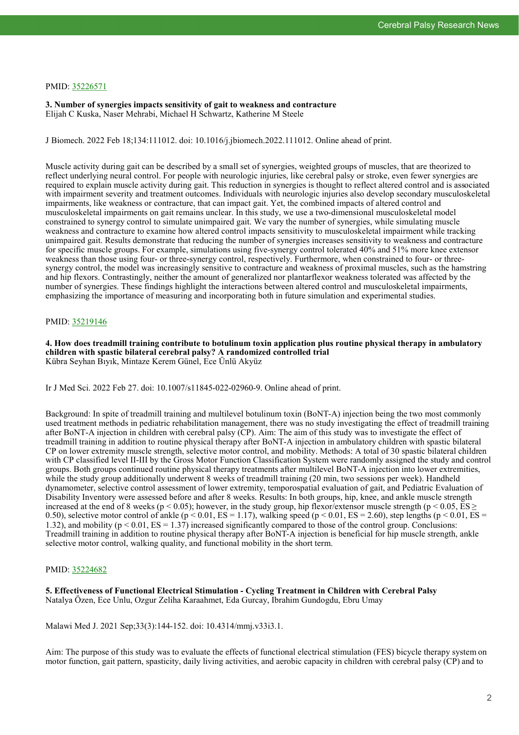PMID: [35226571](35226571)

**3. Number of synergies impacts sensitivity of gait to weakness and contracture**
Elijah C Kuska, Naser Mehrabi, Michael H Schwartz, Katherine M Steele

J Biomech. 2022 Feb 18;134:111012. doi: 10.1016/j.jbiomech.2022.111012. Online ahead of print.

Muscle activity during gait can be described by a small set of synergies, weighted groups of muscles, that are theorized to reflect underlying neural control. For people with neurologic injuries, like cerebral palsy or stroke, even fewer synergies are required to explain muscle activity during gait. This reduction in synergies is thought to reflect altered control and is associated with impairment severity and treatment outcomes. Individuals with neurologic injuries also develop secondary musculoskeletal impairments, like weakness or contracture, that can impact gait. Yet, the combined impacts of altered control and musculoskeletal impairments on gait remains unclear. In this study, we use a two-dimensional musculoskeletal model constrained to synergy control to simulate unimpaired gait. We vary the number of synergies, while simulating muscle weakness and contracture to examine how altered control impacts sensitivity to musculoskeletal impairment while tracking unimpaired gait. Results demonstrate that reducing the number of synergies increases sensitivity to weakness and contracture for specific muscle groups. For example, simulations using five-synergy control tolerated 40% and 51% more knee extensor weakness than those using four- or three-synergy control, respectively. Furthermore, when constrained to four- or three-synergy control, the model was increasingly sensitive to contracture and weakness of proximal muscles, such as the hamstring and hip flexors. Contrastingly, neither the amount of generalized nor plantarflexor weakness tolerated was affected by the number of synergies. These findings highlight the interactions between altered control and musculoskeletal impairments, emphasizing the importance of measuring and incorporating both in future simulation and experimental studies.

PMID: [35219146](35219146)

**4. How does treadmill training contribute to botulinum toxin application plus routine physical therapy in ambulatory children with spastic bilateral cerebral palsy? A randomized controlled trial**
Kübra Seyhan Bıyık, Mintaze Kerem Günel, Ece Ünlü Akyüz

Ir J Med Sci. 2022 Feb 27. doi: 10.1007/s11845-022-02960-9. Online ahead of print.

Background: In spite of treadmill training and multilevel botulinum toxin (BoNT-A) injection being the two most commonly used treatment methods in pediatric rehabilitation management, there was no study investigating the effect of treadmill training after BoNT-A injection in children with cerebral palsy (CP). Aim: The aim of this study was to investigate the effect of treadmill training in addition to routine physical therapy after BoNT-A injection in ambulatory children with spastic bilateral CP on lower extremity muscle strength, selective motor control, and mobility. Methods: A total of 30 spastic bilateral children with CP classified level II-III by the Gross Motor Function Classification System were randomly assigned the study and control groups. Both groups continued routine physical therapy treatments after multilevel BoNT-A injection into lower extremities, while the study group additionally underwent 8 weeks of treadmill training (20 min, two sessions per week). Handheld dynamometer, selective control assessment of lower extremity, temporospatial evaluation of gait, and Pediatric Evaluation of Disability Inventory were assessed before and after 8 weeks. Results: In both groups, hip, knee, and ankle muscle strength increased at the end of 8 weeks ($p < 0.05$); however, in the study group, hip flexor/extensor muscle strength ($p < 0.05$, $ES \geq 0.50$), selective motor control of ankle ($p < 0.01$, $ES = 1.17$), walking speed ($p < 0.01$, $ES = 2.60$), step lengths ($p < 0.01$, $ES = 1.32$), and mobility ($p < 0.01$, $ES = 1.37$) increased significantly compared to those of the control group. Conclusions: Treadmill training in addition to routine physical therapy after BoNT-A injection is beneficial for hip muscle strength, ankle selective motor control, walking quality, and functional mobility in the short term.

PMID: [35224682](35224682)

**5. Effectiveness of Functional Electrical Stimulation - Cycling Treatment in Children with Cerebral Palsy**
Natalya Özen, Ece Unlu, Ozgur Zeliha Karaahmet, Eda Gurcay, Ibrahim Gundogdu, Ebru Umay

Malawi Med J. 2021 Sep;33(3):144-152. doi: 10.4314/mmj.v33i3.1.

Aim: The purpose of this study was to evaluate the effects of functional electrical stimulation (FES) bicycle therapy system on motor function, gait pattern, spasticity, daily living activities, and aerobic capacity in children with cerebral palsy (CP) and to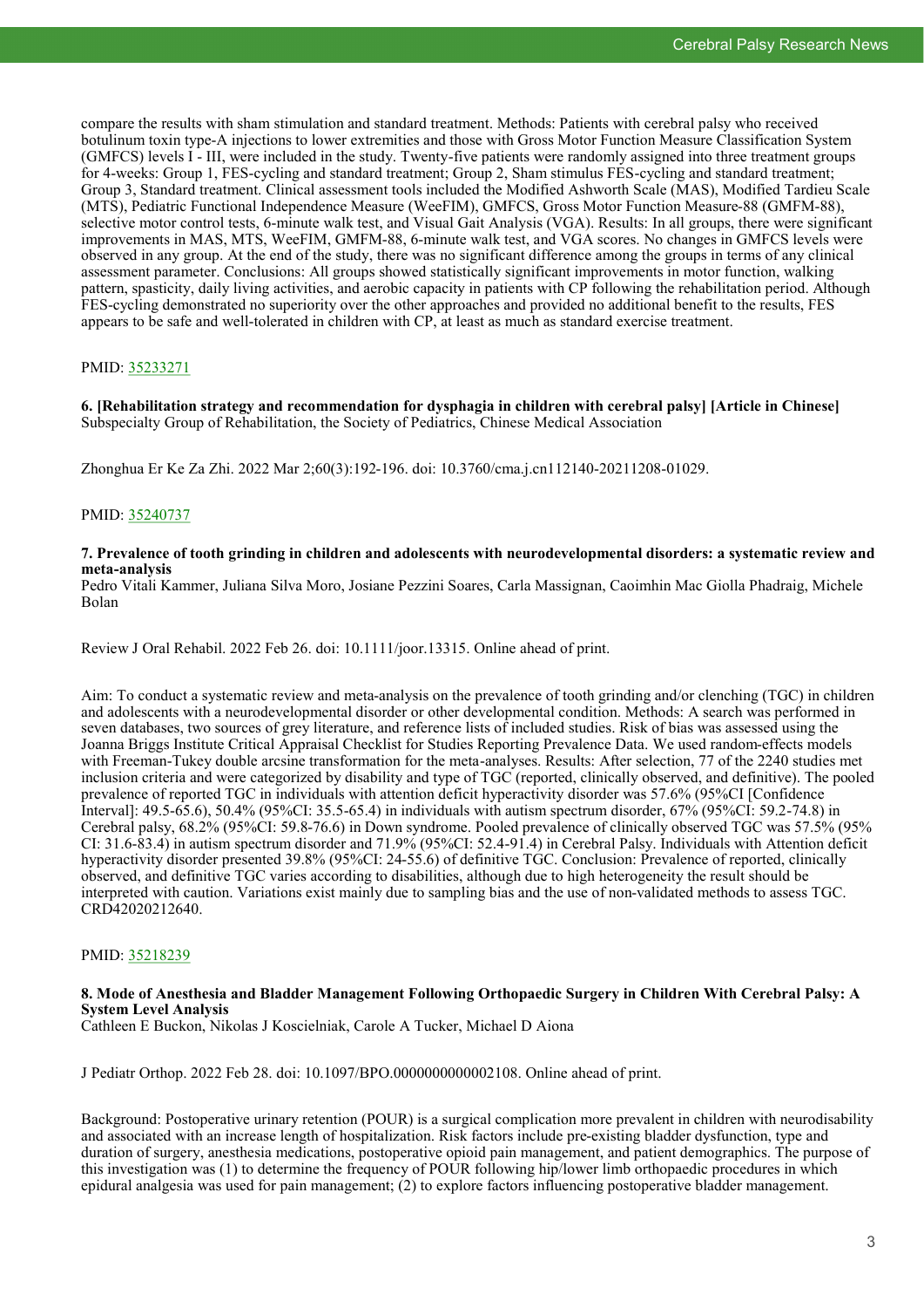compare the results with sham stimulation and standard treatment. Methods: Patients with cerebral palsy who received botulinum toxin type-A injections to lower extremities and those with Gross Motor Function Measure Classification System (GMFCS) levels I - III, were included in the study. Twenty-five patients were randomly assigned into three treatment groups for 4-weeks: Group 1, FES-cycling and standard treatment; Group 2, Sham stimulus FES-cycling and standard treatment; Group 3, Standard treatment. Clinical assessment tools included the Modified Ashworth Scale (MAS), Modified Tardieu Scale (MTS), Pediatric Functional Independence Measure (WeeFIM), GMFCS, Gross Motor Function Measure-88 (GMFM-88), selective motor control tests, 6-minute walk test, and Visual Gait Analysis (VGA). Results: In all groups, there were significant improvements in MAS, MTS, WeeFIM, GMFM-88, 6-minute walk test, and VGA scores. No changes in GMFCS levels were observed in any group. At the end of the study, there was no significant difference among the groups in terms of any clinical assessment parameter. Conclusions: All groups showed statistically significant improvements in motor function, walking pattern, spasticity, daily living activities, and aerobic capacity in patients with CP following the rehabilitation period. Although FES-cycling demonstrated no superiority over the other approaches and provided no additional benefit to the results, FES appears to be safe and well-tolerated in children with CP, at least as much as standard exercise treatment.

PMID: [35233271](https://pubmed.ncbi.nlm.nih.gov/35233271)

**6. [Rehabilitation strategy and recommendation for dysphagia in children with cerebral palsy] [Article in Chinese]**
Subspecialty Group of Rehabilitation, the Society of Pediatrics, Chinese Medical Association

Zhonghua Er Ke Za Zhi. 2022 Mar 2;60(3):192-196. doi: 10.3760/cma.j.cn112140-20211208-01029.

PMID: [35240737](https://pubmed.ncbi.nlm.nih.gov/35240737)

**7. Prevalence of tooth grinding in children and adolescents with neurodevelopmental disorders: a systematic review and meta-analysis**
Pedro Vitali Kammer, Juliana Silva Moro, Josiane Pezzini Soares, Carla Massignan, Caoimhin Mac Giolla Phadraig, Michele Bolan

Review J Oral Rehabil. 2022 Feb 26. doi: 10.1111/joor.13315. Online ahead of print.

Aim: To conduct a systematic review and meta-analysis on the prevalence of tooth grinding and/or clenching (TGC) in children and adolescents with a neurodevelopmental disorder or other developmental condition. Methods: A search was performed in seven databases, two sources of grey literature, and reference lists of included studies. Risk of bias was assessed using the Joanna Briggs Institute Critical Appraisal Checklist for Studies Reporting Prevalence Data. We used random-effects models with Freeman-Tukey double arcsine transformation for the meta-analyses. Results: After selection, 77 of the 2240 studies met inclusion criteria and were categorized by disability and type of TGC (reported, clinically observed, and definitive). The pooled prevalence of reported TGC in individuals with attention deficit hyperactivity disorder was 57.6% (95%CI [Confidence Interval]: 49.5-65.6), 50.4% (95%CI: 35.5-65.4) in individuals with autism spectrum disorder, 67% (95%CI: 59.2-74.8) in Cerebral palsy, 68.2% (95%CI: 59.8-76.6) in Down syndrome. Pooled prevalence of clinically observed TGC was 57.5% (95% CI: 31.6-83.4) in autism spectrum disorder and 71.9% (95%CI: 52.4-91.4) in Cerebral Palsy. Individuals with Attention deficit hyperactivity disorder presented 39.8% (95%CI: 24-55.6) of definitive TGC. Conclusion: Prevalence of reported, clinically observed, and definitive TGC varies according to disabilities, although due to high heterogeneity the result should be interpreted with caution. Variations exist mainly due to sampling bias and the use of non-validated methods to assess TGC. CRD42020212640.

PMID: [35218239](https://pubmed.ncbi.nlm.nih.gov/35218239)

**8. Mode of Anesthesia and Bladder Management Following Orthopaedic Surgery in Children With Cerebral Palsy: A System Level Analysis**
Cathleen E Buckon, Nikolas J Koscielniak, Carole A Tucker, Michael D Aiona

J Pediatr Orthop. 2022 Feb 28. doi: 10.1097/BPO.0000000000002108. Online ahead of print.

Background: Postoperative urinary retention (POUR) is a surgical complication more prevalent in children with neurodisability and associated with an increase length of hospitalization. Risk factors include pre-existing bladder dysfunction, type and duration of surgery, anesthesia medications, postoperative opioid pain management, and patient demographics. The purpose of this investigation was (1) to determine the frequency of POUR following hip/lower limb orthopaedic procedures in which epidural analgesia was used for pain management; (2) to explore factors influencing postoperative bladder management.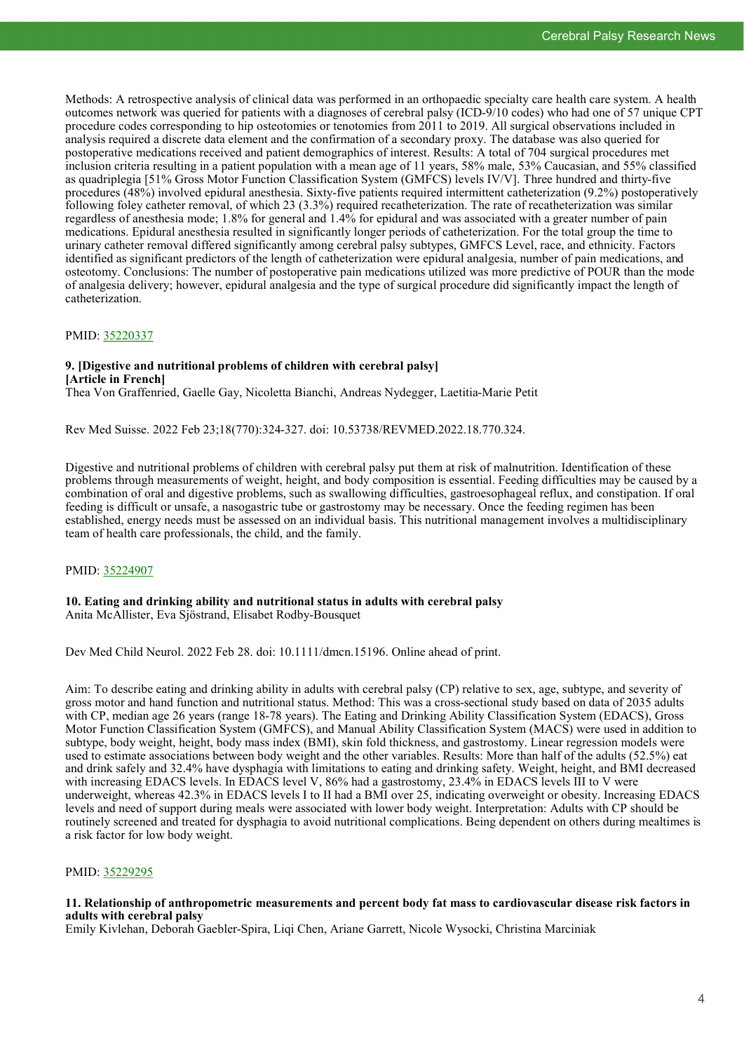Methods: A retrospective analysis of clinical data was performed in an orthopaedic specialty care health care system. A health outcomes network was queried for patients with a diagnoses of cerebral palsy (ICD-9/10 codes) who had one of 57 unique CPT procedure codes corresponding to hip osteotomies or tenotomies from 2011 to 2019. All surgical observations included in analysis required a discrete data element and the confirmation of a secondary proxy. The database was also queried for postoperative medications received and patient demographics of interest. Results: A total of 704 surgical procedures met inclusion criteria resulting in a patient population with a mean age of 11 years, 58% male, 53% Caucasian, and 55% classified as quadriplegia [51% Gross Motor Function Classification System (GMFCS) levels IV/V]. Three hundred and thirty-five procedures (48%) involved epidural anesthesia. Sixty-five patients required intermittent catheterization (9.2%) postoperatively following foley catheter removal, of which 23 (3.3%) required recatheterization. The rate of recatheterization was similar regardless of anesthesia mode; 1.8% for general and 1.4% for epidural and was associated with a greater number of pain medications. Epidural anesthesia resulted in significantly longer periods of catheterization. For the total group the time to urinary catheter removal differed significantly among cerebral palsy subtypes, GMFCS Level, race, and ethnicity. Factors identified as significant predictors of the length of catheterization were epidural analgesia, number of pain medications, and osteotomy. Conclusions: The number of postoperative pain medications utilized was more predictive of POUR than the mode of analgesia delivery; however, epidural analgesia and the type of surgical procedure did significantly impact the length of catheterization.

PMID: 35220337

### 9. [Digestive and nutritional problems of children with cerebral palsy] [Article in French]

Thea Von Graffenried, Gaelle Gay, Nicoletta Bianchi, Andreas Nydegger, Laetitia-Marie Petit

Rev Med Suisse. 2022 Feb 23;18(770):324-327. doi: 10.53738/REVMED.2022.18.770.324.

Digestive and nutritional problems of children with cerebral palsy put them at risk of malnutrition. Identification of these problems through measurements of weight, height, and body composition is essential. Feeding difficulties may be caused by a combination of oral and digestive problems, such as swallowing difficulties, gastroesophageal reflux, and constipation. If oral feeding is difficult or unsafe, a nasogastric tube or gastrostomy may be necessary. Once the feeding regimen has been established, energy needs must be assessed on an individual basis. This nutritional management involves a multidisciplinary team of health care professionals, the child, and the family.

PMID: 35224907

### 10. Eating and drinking ability and nutritional status in adults with cerebral palsy

Anita McAllister, Eva Sjöstrand, Elisabet Rodby-Bousquet

Dev Med Child Neurol. 2022 Feb 28. doi: 10.1111/dmcn.15196. Online ahead of print.

Aim: To describe eating and drinking ability in adults with cerebral palsy (CP) relative to sex, age, subtype, and severity of gross motor and hand function and nutritional status. Method: This was a cross-sectional study based on data of 2035 adults with CP, median age 26 years (range 18-78 years). The Eating and Drinking Ability Classification System (EDACS), Gross Motor Function Classification System (GMFCS), and Manual Ability Classification System (MACS) were used in addition to subtype, body weight, height, body mass index (BMI), skin fold thickness, and gastrostomy. Linear regression models were used to estimate associations between body weight and the other variables. Results: More than half of the adults (52.5%) eat and drink safely and 32.4% have dysphagia with limitations to eating and drinking safety. Weight, height, and BMI decreased with increasing EDACS levels. In EDACS level V, 86% had a gastrostomy, 23.4% in EDACS levels III to V were underweight, whereas 42.3% in EDACS levels I to II had a BMI over 25, indicating overweight or obesity. Increasing EDACS levels and need of support during meals were associated with lower body weight. Interpretation: Adults with CP should be routinely screened and treated for dysphagia to avoid nutritional complications. Being dependent on others during mealtimes is a risk factor for low body weight.

PMID: 35229295

### 11. Relationship of anthropometric measurements and percent body fat mass to cardiovascular disease risk factors in adults with cerebral palsy

Emily Kivlehan, Deborah Gaebler-Spira, Liqi Chen, Ariane Garrett, Nicole Wysocki, Christina Marciniak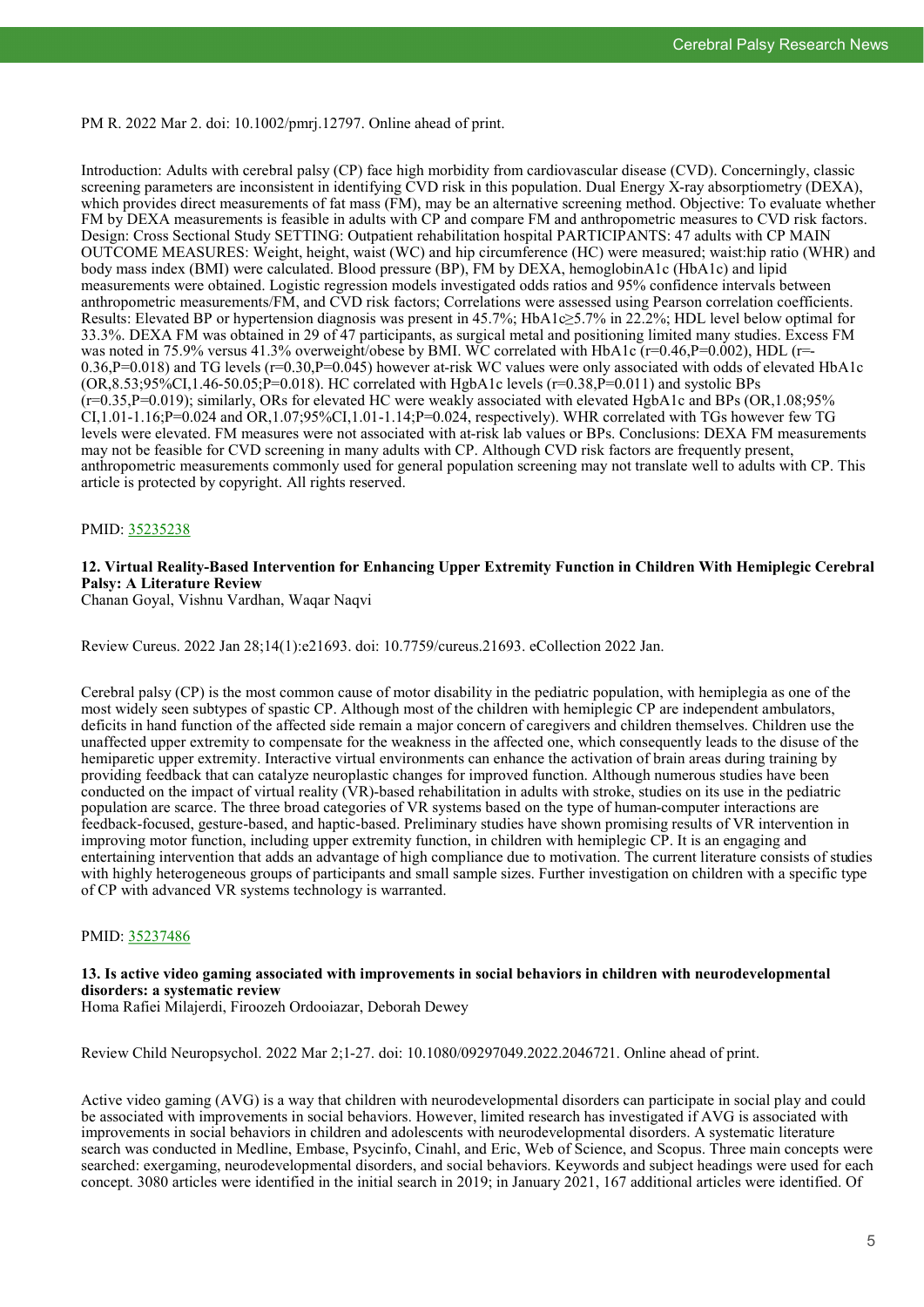PM R. 2022 Mar 2. doi: 10.1002/pmrj.12797. Online ahead of print.

Introduction: Adults with cerebral palsy (CP) face high morbidity from cardiovascular disease (CVD). Concerningly, classic screening parameters are inconsistent in identifying CVD risk in this population. Dual Energy X-ray absorptiometry (DEXA), which provides direct measurements of fat mass (FM), may be an alternative screening method. Objective: To evaluate whether FM by DEXA measurements is feasible in adults with CP and compare FM and anthropometric measures to CVD risk factors. Design: Cross Sectional Study SETTING: Outpatient rehabilitation hospital PARTICIPANTS: 47 adults with CP MAIN OUTCOME MEASURES: Weight, height, waist (WC) and hip circumference (HC) were measured; waist:hip ratio (WHR) and body mass index (BMI) were calculated. Blood pressure (BP), FM by DEXA, hemoglobinA1c (HbA1c) and lipid measurements were obtained. Logistic regression models investigated odds ratios and 95% confidence intervals between anthropometric measurements/FM, and CVD risk factors; Correlations were assessed using Pearson correlation coefficients. Results: Elevated BP or hypertension diagnosis was present in 45.7%; HbA1c≥5.7% in 22.2%; HDL level below optimal for 33.3%. DEXA FM was obtained in 29 of 47 participants, as surgical metal and positioning limited many studies. Excess FM was noted in 75.9% versus 41.3% overweight/obese by BMI. WC correlated with HbA1c (r=0.46,P=0.002), HDL (r=-0.36,P=0.018) and TG levels (r=0.30,P=0.045) however at-risk WC values were only associated with odds of elevated HbA1c (OR,8.53;95%CI,1.46-50.05;P=0.018). HC correlated with HgbA1c levels (r=0.38,P=0.011) and systolic BPs (r=0.35,P=0.019); similarly, ORs for elevated HC were weakly associated with elevated HgbA1c and BPs (OR,1.08;95% CI,1.01-1.16;P=0.024 and OR,1.07;95%CI,1.01-1.14;P=0.024, respectively). WHR correlated with TGs however few TG levels were elevated. FM measures were not associated with at-risk lab values or BPs. Conclusions: DEXA FM measurements may not be feasible for CVD screening in many adults with CP. Although CVD risk factors are frequently present, anthropometric measurements commonly used for general population screening may not translate well to adults with CP. This article is protected by copyright. All rights reserved.

PMID: 35235238

### 12. Virtual Reality-Based Intervention for Enhancing Upper Extremity Function in Children With Hemiplegic Cerebral Palsy: A Literature Review

Chanan Goyal, Vishnu Vardhan, Waqar Naqvi

Review Cureus. 2022 Jan 28;14(1):e21693. doi: 10.7759/cureus.21693. eCollection 2022 Jan.

Cerebral palsy (CP) is the most common cause of motor disability in the pediatric population, with hemiplegia as one of the most widely seen subtypes of spastic CP. Although most of the children with hemiplegic CP are independent ambulators, deficits in hand function of the affected side remain a major concern of caregivers and children themselves. Children use the unaffected upper extremity to compensate for the weakness in the affected one, which consequently leads to the disuse of the hemiparetic upper extremity. Interactive virtual environments can enhance the activation of brain areas during training by providing feedback that can catalyze neuroplastic changes for improved function. Although numerous studies have been conducted on the impact of virtual reality (VR)-based rehabilitation in adults with stroke, studies on its use in the pediatric population are scarce. The three broad categories of VR systems based on the type of human-computer interactions are feedback-focused, gesture-based, and haptic-based. Preliminary studies have shown promising results of VR intervention in improving motor function, including upper extremity function, in children with hemiplegic CP. It is an engaging and entertaining intervention that adds an advantage of high compliance due to motivation. The current literature consists of studies with highly heterogeneous groups of participants and small sample sizes. Further investigation on children with a specific type of CP with advanced VR systems technology is warranted.

PMID: 35237486

### 13. Is active video gaming associated with improvements in social behaviors in children with neurodevelopmental disorders: a systematic review

Homa Rafiei Milajerdi, Firoozeh Ordooiazar, Deborah Dewey

Review Child Neuropsychol. 2022 Mar 2;1-27. doi: 10.1080/09297049.2022.2046721. Online ahead of print.

Active video gaming (AVG) is a way that children with neurodevelopmental disorders can participate in social play and could be associated with improvements in social behaviors. However, limited research has investigated if AVG is associated with improvements in social behaviors in children and adolescents with neurodevelopmental disorders. A systematic literature search was conducted in Medline, Embase, Psycinfo, Cinahl, and Eric, Web of Science, and Scopus. Three main concepts were searched: exergaming, neurodevelopmental disorders, and social behaviors. Keywords and subject headings were used for each concept. 3080 articles were identified in the initial search in 2019; in January 2021, 167 additional articles were identified. Of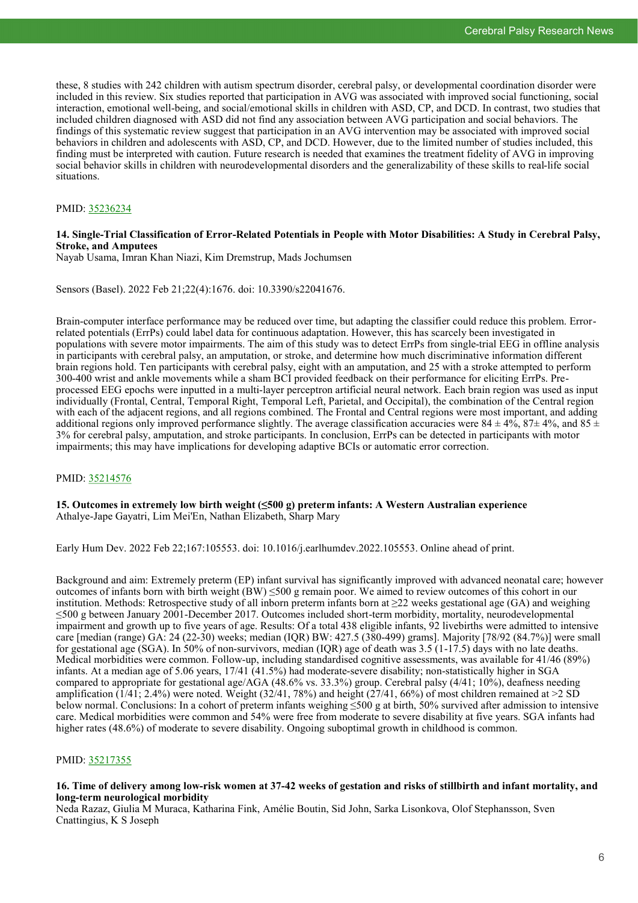these, 8 studies with 242 children with autism spectrum disorder, cerebral palsy, or developmental coordination disorder were included in this review. Six studies reported that participation in AVG was associated with improved social functioning, social interaction, emotional well-being, and social/emotional skills in children with ASD, CP, and DCD. In contrast, two studies that included children diagnosed with ASD did not find any association between AVG participation and social behaviors. The findings of this systematic review suggest that participation in an AVG intervention may be associated with improved social behaviors in children and adolescents with ASD, CP, and DCD. However, due to the limited number of studies included, this finding must be interpreted with caution. Future research is needed that examines the treatment fidelity of AVG in improving social behavior skills in children with neurodevelopmental disorders and the generalizability of these skills to real-life social situations.

PMID: 35236234

### 14. Single-Trial Classification of Error-Related Potentials in People with Motor Disabilities: A Study in Cerebral Palsy, Stroke, and Amputees

Nayab Usama, Imran Khan Niazi, Kim Dremstrup, Mads Jochumsen

Sensors (Basel). 2022 Feb 21;22(4):1676. doi: 10.3390/s22041676.

Brain-computer interface performance may be reduced over time, but adapting the classifier could reduce this problem. Error-related potentials (ErrPs) could label data for continuous adaptation. However, this has scarcely been investigated in populations with severe motor impairments. The aim of this study was to detect ErrPs from single-trial EEG in offline analysis in participants with cerebral palsy, an amputation, or stroke, and determine how much discriminative information different brain regions hold. Ten participants with cerebral palsy, eight with an amputation, and 25 with a stroke attempted to perform 300-400 wrist and ankle movements while a sham BCI provided feedback on their performance for eliciting ErrPs. Pre-processed EEG epochs were inputted in a multi-layer perceptron artificial neural network. Each brain region was used as input individually (Frontal, Central, Temporal Right, Temporal Left, Parietal, and Occipital), the combination of the Central region with each of the adjacent regions, and all regions combined. The Frontal and Central regions were most important, and adding additional regions only improved performance slightly. The average classification accuracies were 84 ± 4%, 87± 4%, and 85 ± 3% for cerebral palsy, amputation, and stroke participants. In conclusion, ErrPs can be detected in participants with motor impairments; this may have implications for developing adaptive BCIs or automatic error correction.

PMID: 35214576

### 15. Outcomes in extremely low birth weight (≤500 g) preterm infants: A Western Australian experience

Athalye-Jape Gayatri, Lim Mei'En, Nathan Elizabeth, Sharp Mary

Early Hum Dev. 2022 Feb 22;167:105553. doi: 10.1016/j.earlhumdev.2022.105553. Online ahead of print.

Background and aim: Extremely preterm (EP) infant survival has significantly improved with advanced neonatal care; however outcomes of infants born with birth weight (BW) ≤500 g remain poor. We aimed to review outcomes of this cohort in our institution. Methods: Retrospective study of all inborn preterm infants born at ≥22 weeks gestational age (GA) and weighing ≤500 g between January 2001-December 2017. Outcomes included short-term morbidity, mortality, neurodevelopmental impairment and growth up to five years of age. Results: Of a total 438 eligible infants, 92 livebirths were admitted to intensive care [median (range) GA: 24 (22-30) weeks; median (IQR) BW: 427.5 (380-499) grams]. Majority [78/92 (84.7%)] were small for gestational age (SGA). In 50% of non-survivors, median (IQR) age of death was 3.5 (1-17.5) days with no late deaths. Medical morbidities were common. Follow-up, including standardised cognitive assessments, was available for 41/46 (89%) infants. At a median age of 5.06 years, 17/41 (41.5%) had moderate-severe disability; non-statistically higher in SGA compared to appropriate for gestational age/AGA (48.6% vs. 33.3%) group. Cerebral palsy (4/41; 10%), deafness needing amplification (1/41; 2.4%) were noted. Weight (32/41, 78%) and height (27/41, 66%) of most children remained at >2 SD below normal. Conclusions: In a cohort of preterm infants weighing ≤500 g at birth, 50% survived after admission to intensive care. Medical morbidities were common and 54% were free from moderate to severe disability at five years. SGA infants had higher rates (48.6%) of moderate to severe disability. Ongoing suboptimal growth in childhood is common.

PMID: 35217355

### 16. Time of delivery among low-risk women at 37-42 weeks of gestation and risks of stillbirth and infant mortality, and long-term neurological morbidity

Neda Razaz, Giulia M Muraca, Katharina Fink, Amélie Boutin, Sid John, Sarka Lisonkova, Olof Stephansson, Sven Cnattingius, K S Joseph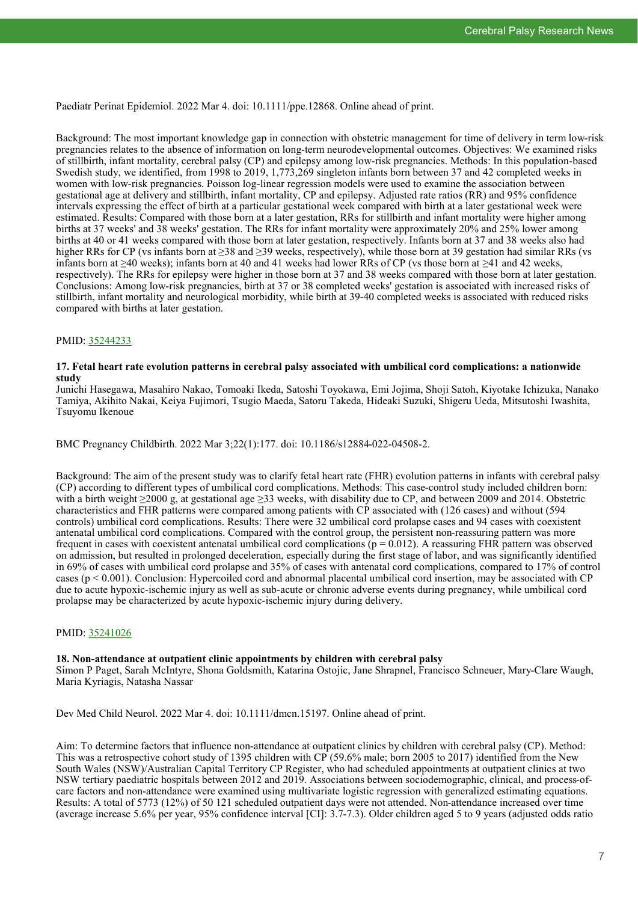Paediatr Perinat Epidemiol. 2022 Mar 4. doi: 10.1111/ppe.12868. Online ahead of print.

Background: The most important knowledge gap in connection with obstetric management for time of delivery in term low-risk pregnancies relates to the absence of information on long-term neurodevelopmental outcomes. Objectives: We examined risks of stillbirth, infant mortality, cerebral palsy (CP) and epilepsy among low-risk pregnancies. Methods: In this population-based Swedish study, we identified, from 1998 to 2019, 1,773,269 singleton infants born between 37 and 42 completed weeks in women with low-risk pregnancies. Poisson log-linear regression models were used to examine the association between gestational age at delivery and stillbirth, infant mortality, CP and epilepsy. Adjusted rate ratios (RR) and 95% confidence intervals expressing the effect of birth at a particular gestational week compared with birth at a later gestational week were estimated. Results: Compared with those born at a later gestation, RRs for stillbirth and infant mortality were higher among births at 37 weeks' and 38 weeks' gestation. The RRs for infant mortality were approximately 20% and 25% lower among births at 40 or 41 weeks compared with those born at later gestation, respectively. Infants born at 37 and 38 weeks also had higher RRs for CP (vs infants born at ≥38 and ≥39 weeks, respectively), while those born at 39 gestation had similar RRs (vs infants born at ≥40 weeks); infants born at 40 and 41 weeks had lower RRs of CP (vs those born at ≥41 and 42 weeks, respectively). The RRs for epilepsy were higher in those born at 37 and 38 weeks compared with those born at later gestation. Conclusions: Among low-risk pregnancies, birth at 37 or 38 completed weeks' gestation is associated with increased risks of stillbirth, infant mortality and neurological morbidity, while birth at 39-40 completed weeks is associated with reduced risks compared with births at later gestation.

PMID: [35244233](https://pubmed.ncbi.nlm.nih.gov/35244233)

**17. Fetal heart rate evolution patterns in cerebral palsy associated with umbilical cord complications: a nationwide study**

Junichi Hasegawa, Masahiro Nakao, Tomoaki Ikeda, Satoshi Toyokawa, Emi Jojima, Shoji Satoh, Kiyotake Ichizuka, Nanako Tamiya, Akihito Nakai, Keiya Fujimori, Tsugio Maeda, Satoru Takeda, Hideaki Suzuki, Shigeru Ueda, Mitsutoshi Iwashita, Tsuyomu Ikenoue

BMC Pregnancy Childbirth. 2022 Mar 3;22(1):177. doi: 10.1186/s12884-022-04508-2.

Background: The aim of the present study was to clarify fetal heart rate (FHR) evolution patterns in infants with cerebral palsy (CP) according to different types of umbilical cord complications. Methods: This case-control study included children born: with a birth weight ≥2000 g, at gestational age ≥33 weeks, with disability due to CP, and between 2009 and 2014. Obstetric characteristics and FHR patterns were compared among patients with CP associated with (126 cases) and without (594 controls) umbilical cord complications. Results: There were 32 umbilical cord prolapse cases and 94 cases with coexistent antenatal umbilical cord complications. Compared with the control group, the persistent non-reassuring pattern was more frequent in cases with coexistent antenatal umbilical cord complications ($p = 0.012$). A reassuring FHR pattern was observed on admission, but resulted in prolonged deceleration, especially during the first stage of labor, and was significantly identified in 69% of cases with umbilical cord prolapse and 35% of cases with antenatal cord complications, compared to 17% of control cases ($p < 0.001$). Conclusion: Hypercoiled cord and abnormal placental umbilical cord insertion, may be associated with CP due to acute hypoxic-ischemic injury as well as sub-acute or chronic adverse events during pregnancy, while umbilical cord prolapse may be characterized by acute hypoxic-ischemic injury during delivery.

PMID: [35241026](https://pubmed.ncbi.nlm.nih.gov/35241026)

**18. Non-attendance at outpatient clinic appointments by children with cerebral palsy**

Simon P Paget, Sarah McIntyre, Shona Goldsmith, Katarina Ostojic, Jane Shrapnel, Francisco Schneuer, Mary-Clare Waugh, Maria Kyriagis, Natasha Nassar

Dev Med Child Neurol. 2022 Mar 4. doi: 10.1111/dmcn.15197. Online ahead of print.

Aim: To determine factors that influence non-attendance at outpatient clinics by children with cerebral palsy (CP). Method: This was a retrospective cohort study of 1395 children with CP (59.6% male; born 2005 to 2017) identified from the New South Wales (NSW)/Australian Capital Territory CP Register, who had scheduled appointments at outpatient clinics at two NSW tertiary paediatric hospitals between 2012 and 2019. Associations between sociodemographic, clinical, and process-of-care factors and non-attendance were examined using multivariate logistic regression with generalized estimating equations. Results: A total of 5773 (12%) of 50 121 scheduled outpatient days were not attended. Non-attendance increased over time (average increase 5.6% per year, 95% confidence interval [CI]: 3.7-7.3). Older children aged 5 to 9 years (adjusted odds ratio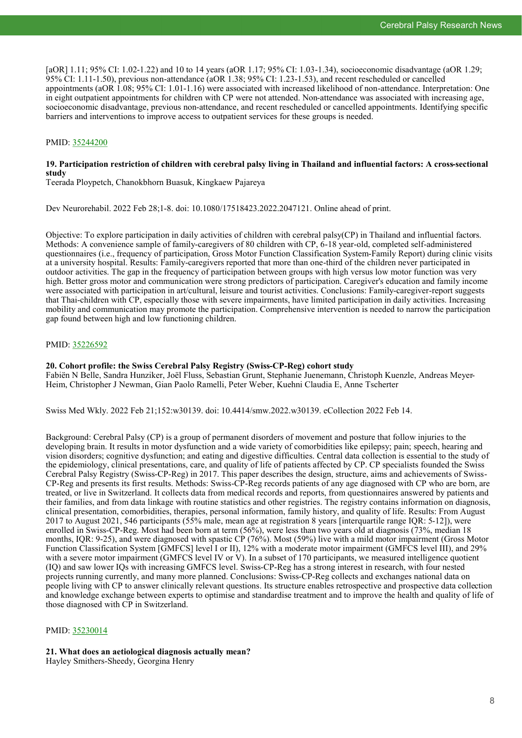[aOR] 1.11; 95% CI: 1.02-1.22) and 10 to 14 years (aOR 1.17; 95% CI: 1.03-1.34), socioeconomic disadvantage (aOR 1.29; 95% CI: 1.11-1.50), previous non-attendance (aOR 1.38; 95% CI: 1.23-1.53), and recent rescheduled or cancelled appointments (aOR 1.08; 95% CI: 1.01-1.16) were associated with increased likelihood of non-attendance. Interpretation: One in eight outpatient appointments for children with CP were not attended. Non-attendance was associated with increasing age, socioeconomic disadvantage, previous non-attendance, and recent rescheduled or cancelled appointments. Identifying specific barriers and interventions to improve access to outpatient services for these groups is needed.

PMID: [35244200]()

**19. Participation restriction of children with cerebral palsy living in Thailand and influential factors: A cross-sectional study**
Teerada Ploypetch, Chanokbhorn Buasuk, Kingkaew Pajareya

Dev Neurorehabil. 2022 Feb 28;1-8. doi: 10.1080/17518423.2022.2047121. Online ahead of print.

Objective: To explore participation in daily activities of children with cerebral palsy(CP) in Thailand and influential factors. Methods: A convenience sample of family-caregivers of 80 children with CP, 6-18 year-old, completed self-administered questionnaires (i.e., frequency of participation, Gross Motor Function Classification System-Family Report) during clinic visits at a university hospital. Results: Family-caregivers reported that more than one-third of the children never participated in outdoor activities. The gap in the frequency of participation between groups with high versus low motor function was very high. Better gross motor and communication were strong predictors of participation. Caregiver's education and family income were associated with participation in art/cultural, leisure and tourist activities. Conclusions: Family-caregiver-report suggests that Thai-children with CP, especially those with severe impairments, have limited participation in daily activities. Increasing mobility and communication may promote the participation. Comprehensive intervention is needed to narrow the participation gap found between high and low functioning children.

PMID: [35226592]()

**20. Cohort profile: the Swiss Cerebral Palsy Registry (Swiss-CP-Reg) cohort study**
Fabiën N Belle, Sandra Hunziker, Joël Fluss, Sebastian Grunt, Stephanie Juenemann, Christoph Kuenzle, Andreas Meyer-Heim, Christopher J Newman, Gian Paolo Ramelli, Peter Weber, Kuehni Claudia E, Anne Tscherter

Swiss Med Wkly. 2022 Feb 21;152:w30139. doi: 10.4414/smw.2022.w30139. eCollection 2022 Feb 14.

Background: Cerebral Palsy (CP) is a group of permanent disorders of movement and posture that follow injuries to the developing brain. It results in motor dysfunction and a wide variety of comorbidities like epilepsy; pain; speech, hearing and vision disorders; cognitive dysfunction; and eating and digestive difficulties. Central data collection is essential to the study of the epidemiology, clinical presentations, care, and quality of life of patients affected by CP. CP specialists founded the Swiss Cerebral Palsy Registry (Swiss-CP-Reg) in 2017. This paper describes the design, structure, aims and achievements of Swiss-CP-Reg and presents its first results. Methods: Swiss-CP-Reg records patients of any age diagnosed with CP who are born, are treated, or live in Switzerland. It collects data from medical records and reports, from questionnaires answered by patients and their families, and from data linkage with routine statistics and other registries. The registry contains information on diagnosis, clinical presentation, comorbidities, therapies, personal information, family history, and quality of life. Results: From August 2017 to August 2021, 546 participants (55% male, mean age at registration 8 years [interquartile range IQR: 5-12]), were enrolled in Swiss-CP-Reg. Most had been born at term (56%), were less than two years old at diagnosis (73%, median 18 months, IQR: 9-25), and were diagnosed with spastic CP (76%). Most (59%) live with a mild motor impairment (Gross Motor Function Classification System [GMFCS] level I or II), 12% with a moderate motor impairment (GMFCS level III), and 29% with a severe motor impairment (GMFCS level IV or V). In a subset of 170 participants, we measured intelligence quotient (IQ) and saw lower IQs with increasing GMFCS level. Swiss-CP-Reg has a strong interest in research, with four nested projects running currently, and many more planned. Conclusions: Swiss-CP-Reg collects and exchanges national data on people living with CP to answer clinically relevant questions. Its structure enables retrospective and prospective data collection and knowledge exchange between experts to optimise and standardise treatment and to improve the health and quality of life of those diagnosed with CP in Switzerland.

PMID: [35230014]()

**21. What does an aetiological diagnosis actually mean?**
Hayley Smithers-Sheedy, Georgina Henry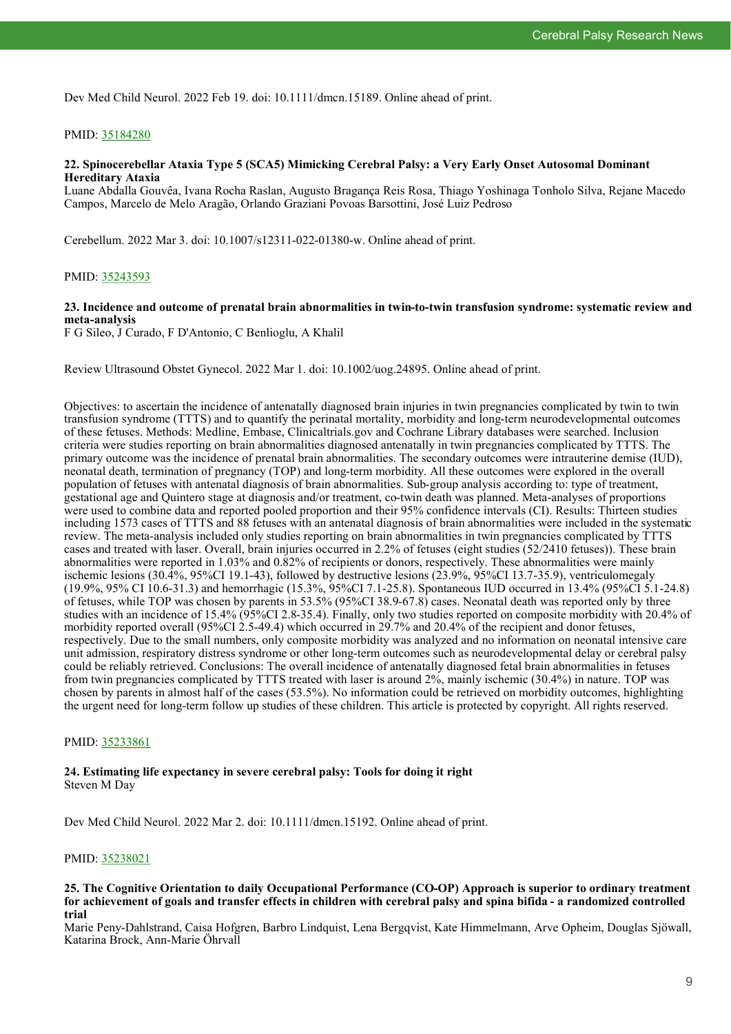Dev Med Child Neurol. 2022 Feb 19. doi: 10.1111/dmcn.15189. Online ahead of print.

PMID: [35184280](https://pubmed.ncbi.nlm.nih.gov/35184280)

### 22. Spinocerebellar Ataxia Type 5 (SCA5) Mimicking Cerebral Palsy: a Very Early Onset Autosomal Dominant Hereditary Ataxia

Luane Abdalla Gouvêa, Ivana Rocha Raslan, Augusto Bragança Reis Rosa, Thiago Yoshinaga Tonholo Silva, Rejane Macedo Campos, Marcelo de Melo Aragão, Orlando Graziani Povoas Barsottini, José Luiz Pedroso

Cerebellum. 2022 Mar 3. doi: 10.1007/s12311-022-01380-w. Online ahead of print.

PMID: [35243593](https://pubmed.ncbi.nlm.nih.gov/35243593)

### 23. Incidence and outcome of prenatal brain abnormalities in twin-to-twin transfusion syndrome: systematic review and meta-analysis

F G Sileo, J Curado, F D'Antonio, C Benlioglu, A Khalil

Review Ultrasound Obstet Gynecol. 2022 Mar 1. doi: 10.1002/uog.24895. Online ahead of print.

Objectives: to ascertain the incidence of antenatally diagnosed brain injuries in twin pregnancies complicated by twin to twin transfusion syndrome (TTTS) and to quantify the perinatal mortality, morbidity and long-term neurodevelopmental outcomes of these fetuses. Methods: Medline, Embase, Clinicaltrials.gov and Cochrane Library databases were searched. Inclusion criteria were studies reporting on brain abnormalities diagnosed antenatally in twin pregnancies complicated by TTTS. The primary outcome was the incidence of prenatal brain abnormalities. The secondary outcomes were intrauterine demise (IUD), neonatal death, termination of pregnancy (TOP) and long-term morbidity. All these outcomes were explored in the overall population of fetuses with antenatal diagnosis of brain abnormalities. Sub-group analysis according to: type of treatment, gestational age and Quintero stage at diagnosis and/or treatment, co-twin death was planned. Meta-analyses of proportions were used to combine data and reported pooled proportion and their 95% confidence intervals (CI). Results: Thirteen studies including 1573 cases of TTTS and 88 fetuses with an antenatal diagnosis of brain abnormalities were included in the systematic review. The meta-analysis included only studies reporting on brain abnormalities in twin pregnancies complicated by TTTS cases and treated with laser. Overall, brain injuries occurred in 2.2% of fetuses (eight studies (52/2410 fetuses)). These brain abnormalities were reported in 1.03% and 0.82% of recipients or donors, respectively. These abnormalities were mainly ischemic lesions (30.4%, 95%CI 19.1-43), followed by destructive lesions (23.9%, 95%CI 13.7-35.9), ventriculomegaly (19.9%, 95% CI 10.6-31.3) and hemorrhagic (15.3%, 95%CI 7.1-25.8). Spontaneous IUD occurred in 13.4% (95%CI 5.1-24.8) of fetuses, while TOP was chosen by parents in 53.5% (95%CI 38.9-67.8) cases. Neonatal death was reported only by three studies with an incidence of 15.4% (95%CI 2.8-35.4). Finally, only two studies reported on composite morbidity with 20.4% of morbidity reported overall (95%CI 2.5-49.4) which occurred in 29.7% and 20.4% of the recipient and donor fetuses, respectively. Due to the small numbers, only composite morbidity was analyzed and no information on neonatal intensive care unit admission, respiratory distress syndrome or other long-term outcomes such as neurodevelopmental delay or cerebral palsy could be reliably retrieved. Conclusions: The overall incidence of antenatally diagnosed fetal brain abnormalities in fetuses from twin pregnancies complicated by TTTS treated with laser is around 2%, mainly ischemic (30.4%) in nature. TOP was chosen by parents in almost half of the cases (53.5%). No information could be retrieved on morbidity outcomes, highlighting the urgent need for long-term follow up studies of these children. This article is protected by copyright. All rights reserved.

PMID: [35233861](https://pubmed.ncbi.nlm.nih.gov/35233861)

### 24. Estimating life expectancy in severe cerebral palsy: Tools for doing it right

Steven M Day

Dev Med Child Neurol. 2022 Mar 2. doi: 10.1111/dmcn.15192. Online ahead of print.

PMID: [35238021](https://pubmed.ncbi.nlm.nih.gov/35238021)

### 25. The Cognitive Orientation to daily Occupational Performance (CO-OP) Approach is superior to ordinary treatment for achievement of goals and transfer effects in children with cerebral palsy and spina bifida - a randomized controlled trial

Marie Peny-Dahlstrand, Caisa Hofgren, Barbro Lindquist, Lena Bergqvist, Kate Himmelmann, Arve Opheim, Douglas Sjöwall, Katarina Brock, Ann-Marie Öhrvall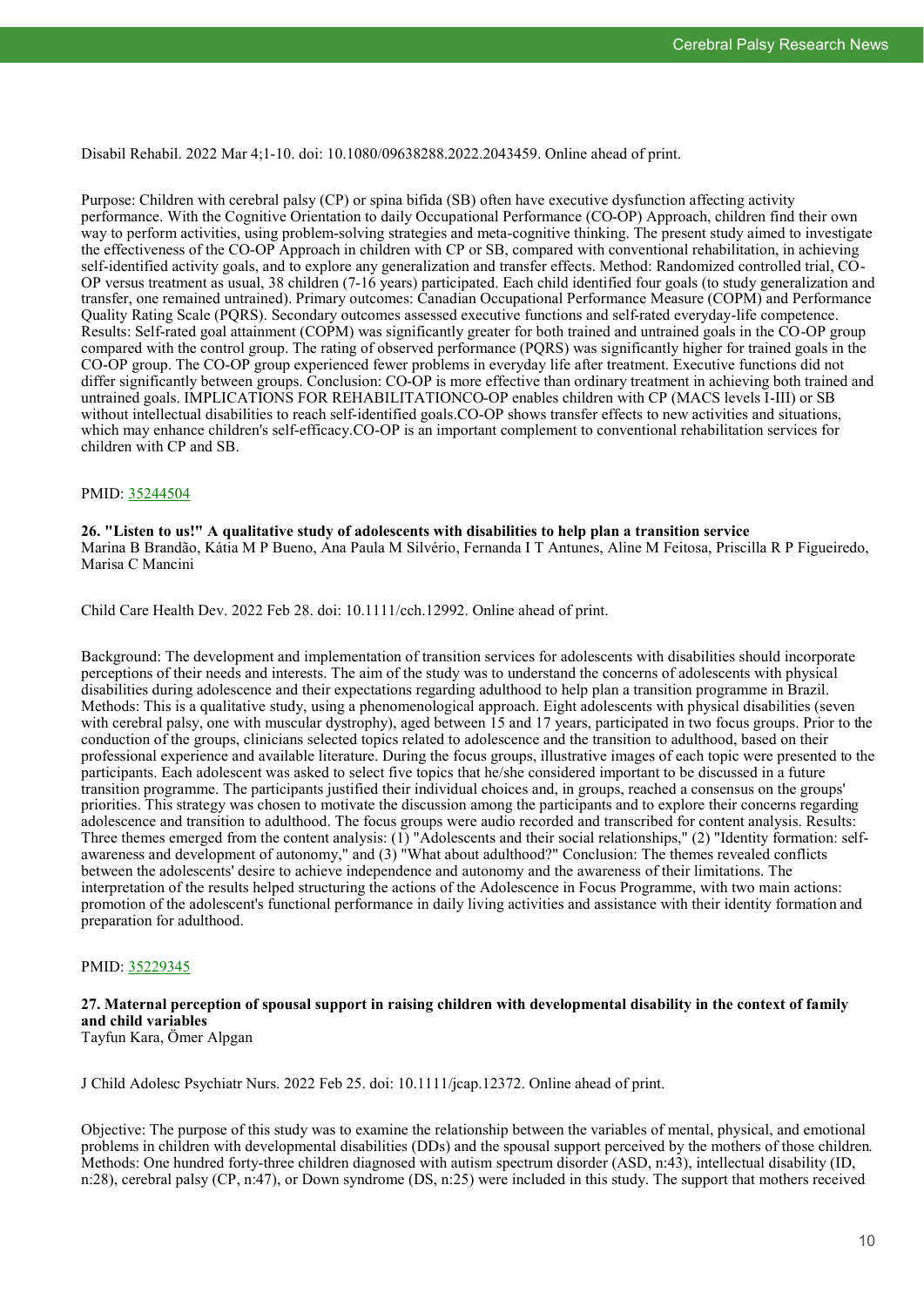Disabil Rehabil. 2022 Mar 4;1-10. doi: 10.1080/09638288.2022.2043459. Online ahead of print.

Purpose: Children with cerebral palsy (CP) or spina bifida (SB) often have executive dysfunction affecting activity performance. With the Cognitive Orientation to daily Occupational Performance (CO-OP) Approach, children find their own way to perform activities, using problem-solving strategies and meta-cognitive thinking. The present study aimed to investigate the effectiveness of the CO-OP Approach in children with CP or SB, compared with conventional rehabilitation, in achieving self-identified activity goals, and to explore any generalization and transfer effects. Method: Randomized controlled trial, CO-OP versus treatment as usual, 38 children (7-16 years) participated. Each child identified four goals (to study generalization and transfer, one remained untrained). Primary outcomes: Canadian Occupational Performance Measure (COPM) and Performance Quality Rating Scale (PQRS). Secondary outcomes assessed executive functions and self-rated everyday-life competence. Results: Self-rated goal attainment (COPM) was significantly greater for both trained and untrained goals in the CO-OP group compared with the control group. The rating of observed performance (PQRS) was significantly higher for trained goals in the CO-OP group. The CO-OP group experienced fewer problems in everyday life after treatment. Executive functions did not differ significantly between groups. Conclusion: CO-OP is more effective than ordinary treatment in achieving both trained and untrained goals. IMPLICATIONS FOR REHABILITATIONCO-OP enables children with CP (MACS levels I-III) or SB without intellectual disabilities to reach self-identified goals.CO-OP shows transfer effects to new activities and situations, which may enhance children's self-efficacy.CO-OP is an important complement to conventional rehabilitation services for children with CP and SB.

PMID: 35244504

**26. "Listen to us!" A qualitative study of adolescents with disabilities to help plan a transition service**
Marina B Brandão, Kátia M P Bueno, Ana Paula M Silvério, Fernanda I T Antunes, Aline M Feitosa, Priscilla R P Figueiredo, Marisa C Mancini

Child Care Health Dev. 2022 Feb 28. doi: 10.1111/cch.12992. Online ahead of print.

Background: The development and implementation of transition services for adolescents with disabilities should incorporate perceptions of their needs and interests. The aim of the study was to understand the concerns of adolescents with physical disabilities during adolescence and their expectations regarding adulthood to help plan a transition programme in Brazil. Methods: This is a qualitative study, using a phenomenological approach. Eight adolescents with physical disabilities (seven with cerebral palsy, one with muscular dystrophy), aged between 15 and 17 years, participated in two focus groups. Prior to the conduction of the groups, clinicians selected topics related to adolescence and the transition to adulthood, based on their professional experience and available literature. During the focus groups, illustrative images of each topic were presented to the participants. Each adolescent was asked to select five topics that he/she considered important to be discussed in a future transition programme. The participants justified their individual choices and, in groups, reached a consensus on the groups' priorities. This strategy was chosen to motivate the discussion among the participants and to explore their concerns regarding adolescence and transition to adulthood. The focus groups were audio recorded and transcribed for content analysis. Results: Three themes emerged from the content analysis: (1) "Adolescents and their social relationships," (2) "Identity formation: self-awareness and development of autonomy," and (3) "What about adulthood?" Conclusion: The themes revealed conflicts between the adolescents' desire to achieve independence and autonomy and the awareness of their limitations. The interpretation of the results helped structuring the actions of the Adolescence in Focus Programme, with two main actions: promotion of the adolescent's functional performance in daily living activities and assistance with their identity formation and preparation for adulthood.

PMID: 35229345

**27. Maternal perception of spousal support in raising children with developmental disability in the context of family and child variables**
Tayfun Kara, Ömer Alpgan

J Child Adolesc Psychiatr Nurs. 2022 Feb 25. doi: 10.1111/jcap.12372. Online ahead of print.

Objective: The purpose of this study was to examine the relationship between the variables of mental, physical, and emotional problems in children with developmental disabilities (DDs) and the spousal support perceived by the mothers of those children. Methods: One hundred forty-three children diagnosed with autism spectrum disorder (ASD, n:43), intellectual disability (ID, n:28), cerebral palsy (CP, n:47), or Down syndrome (DS, n:25) were included in this study. The support that mothers received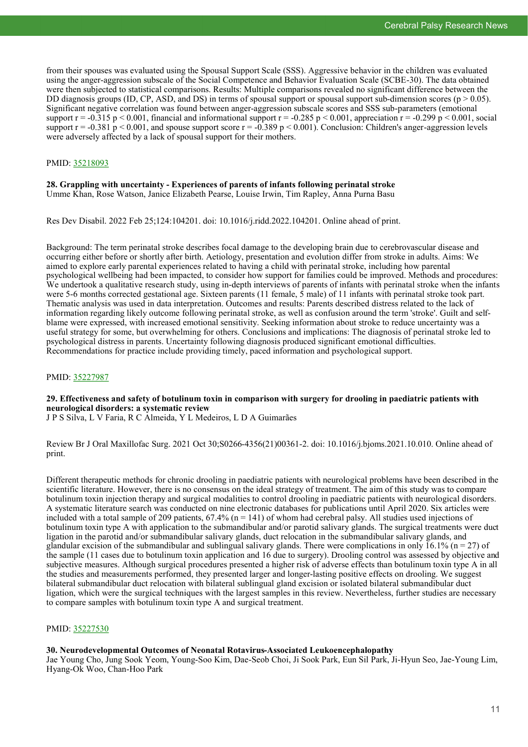from their spouses was evaluated using the Spousal Support Scale (SSS). Aggressive behavior in the children was evaluated using the anger-aggression subscale of the Social Competence and Behavior Evaluation Scale (SCBE-30). The data obtained were then subjected to statistical comparisons. Results: Multiple comparisons revealed no significant difference between the DD diagnosis groups (ID, CP, ASD, and DS) in terms of spousal support or spousal support sub-dimension scores ($p > 0.05$). Significant negative correlation was found between anger-aggression subscale scores and SSS sub-parameters (emotional support $r = -0.315$ $p < 0.001$, financial and informational support $r = -0.285$ $p < 0.001$, appreciation $r = -0.299$ $p < 0.001$, social support $r = -0.381$ $p < 0.001$, and spouse support score $r = -0.389$ $p < 0.001$). Conclusion: Children's anger-aggression levels were adversely affected by a lack of spousal support for their mothers.

PMID: [35218093](35218093)

**28. Grappling with uncertainty - Experiences of parents of infants following perinatal stroke**
Umme Khan, Rose Watson, Janice Elizabeth Pearse, Louise Irwin, Tim Rapley, Anna Purna Basu

Res Dev Disabil. 2022 Feb 25;124:104201. doi: 10.1016/j.ridd.2022.104201. Online ahead of print.

Background: The term perinatal stroke describes focal damage to the developing brain due to cerebrovascular disease and occurring either before or shortly after birth. Aetiology, presentation and evolution differ from stroke in adults. Aims: We aimed to explore early parental experiences related to having a child with perinatal stroke, including how parental psychological wellbeing had been impacted, to consider how support for families could be improved. Methods and procedures: We undertook a qualitative research study, using in-depth interviews of parents of infants with perinatal stroke when the infants were 5-6 months corrected gestational age. Sixteen parents (11 female, 5 male) of 11 infants with perinatal stroke took part. Thematic analysis was used in data interpretation. Outcomes and results: Parents described distress related to the lack of information regarding likely outcome following perinatal stroke, as well as confusion around the term 'stroke'. Guilt and self-blame were expressed, with increased emotional sensitivity. Seeking information about stroke to reduce uncertainty was a useful strategy for some, but overwhelming for others. Conclusions and implications: The diagnosis of perinatal stroke led to psychological distress in parents. Uncertainty following diagnosis produced significant emotional difficulties. Recommendations for practice include providing timely, paced information and psychological support.

PMID: [35227987](35227987)

**29. Effectiveness and safety of botulinum toxin in comparison with surgery for drooling in paediatric patients with neurological disorders: a systematic review**
J P S Silva, L V Faria, R C Almeida, Y L Medeiros, L D A Guimarães

Review Br J Oral Maxillofac Surg. 2021 Oct 30;S0266-4356(21)00361-2. doi: 10.1016/j.bjoms.2021.10.010. Online ahead of print.

Different therapeutic methods for chronic drooling in paediatric patients with neurological problems have been described in the scientific literature. However, there is no consensus on the ideal strategy of treatment. The aim of this study was to compare botulinum toxin injection therapy and surgical modalities to control drooling in paediatric patients with neurological disorders. A systematic literature search was conducted on nine electronic databases for publications until April 2020. Six articles were included with a total sample of 209 patients, 67.4% (n = 141) of whom had cerebral palsy. All studies used injections of botulinum toxin type A with application to the submandibular and/or parotid salivary glands. The surgical treatments were duct ligation in the parotid and/or submandibular salivary glands, duct relocation in the submandibular salivary glands, and glandular excision of the submandibular and sublingual salivary glands. There were complications in only 16.1% (n = 27) of the sample (11 cases due to botulinum toxin application and 16 due to surgery). Drooling control was assessed by objective and subjective measures. Although surgical procedures presented a higher risk of adverse effects than botulinum toxin type A in all the studies and measurements performed, they presented larger and longer-lasting positive effects on drooling. We suggest bilateral submandibular duct relocation with bilateral sublingual gland excision or isolated bilateral submandibular duct ligation, which were the surgical techniques with the largest samples in this review. Nevertheless, further studies are necessary to compare samples with botulinum toxin type A and surgical treatment.

PMID: [35227530](35227530)

**30. Neurodevelopmental Outcomes of Neonatal Rotavirus-Associated Leukoencephalopathy**
Jae Young Cho, Jung Sook Yeom, Young-Soo Kim, Dae-Seob Choi, Ji Sook Park, Eun Sil Park, Ji-Hyun Seo, Jae-Young Lim, Hyang-Ok Woo, Chan-Hoo Park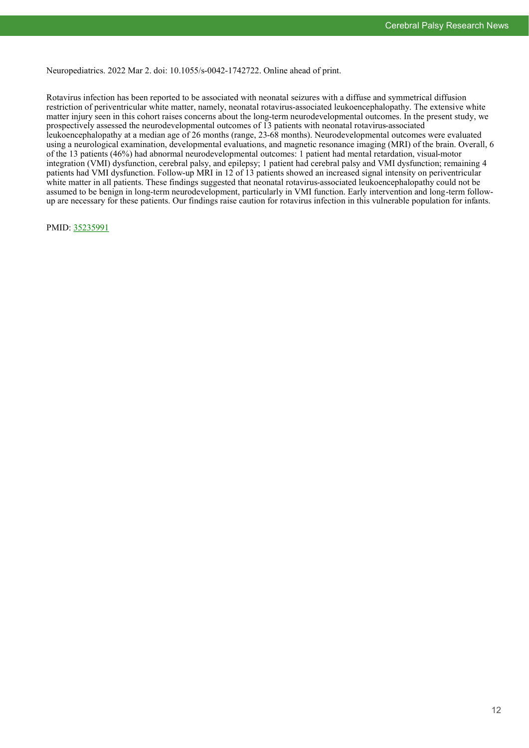Neuropediatrics. 2022 Mar 2. doi: 10.1055/s-0042-1742722. Online ahead of print.

Rotavirus infection has been reported to be associated with neonatal seizures with a diffuse and symmetrical diffusion restriction of periventricular white matter, namely, neonatal rotavirus-associated leukoencephalopathy. The extensive white matter injury seen in this cohort raises concerns about the long-term neurodevelopmental outcomes. In the present study, we prospectively assessed the neurodevelopmental outcomes of 13 patients with neonatal rotavirus-associated leukoencephalopathy at a median age of 26 months (range, 23-68 months). Neurodevelopmental outcomes were evaluated using a neurological examination, developmental evaluations, and magnetic resonance imaging (MRI) of the brain. Overall, 6 of the 13 patients (46%) had abnormal neurodevelopmental outcomes: 1 patient had mental retardation, visual-motor integration (VMI) dysfunction, cerebral palsy, and epilepsy; 1 patient had cerebral palsy and VMI dysfunction; remaining 4 patients had VMI dysfunction. Follow-up MRI in 12 of 13 patients showed an increased signal intensity on periventricular white matter in all patients. These findings suggested that neonatal rotavirus-associated leukoencephalopathy could not be assumed to be benign in long-term neurodevelopment, particularly in VMI function. Early intervention and long-term follow-up are necessary for these patients. Our findings raise caution for rotavirus infection in this vulnerable population for infants.

PMID: 35235991